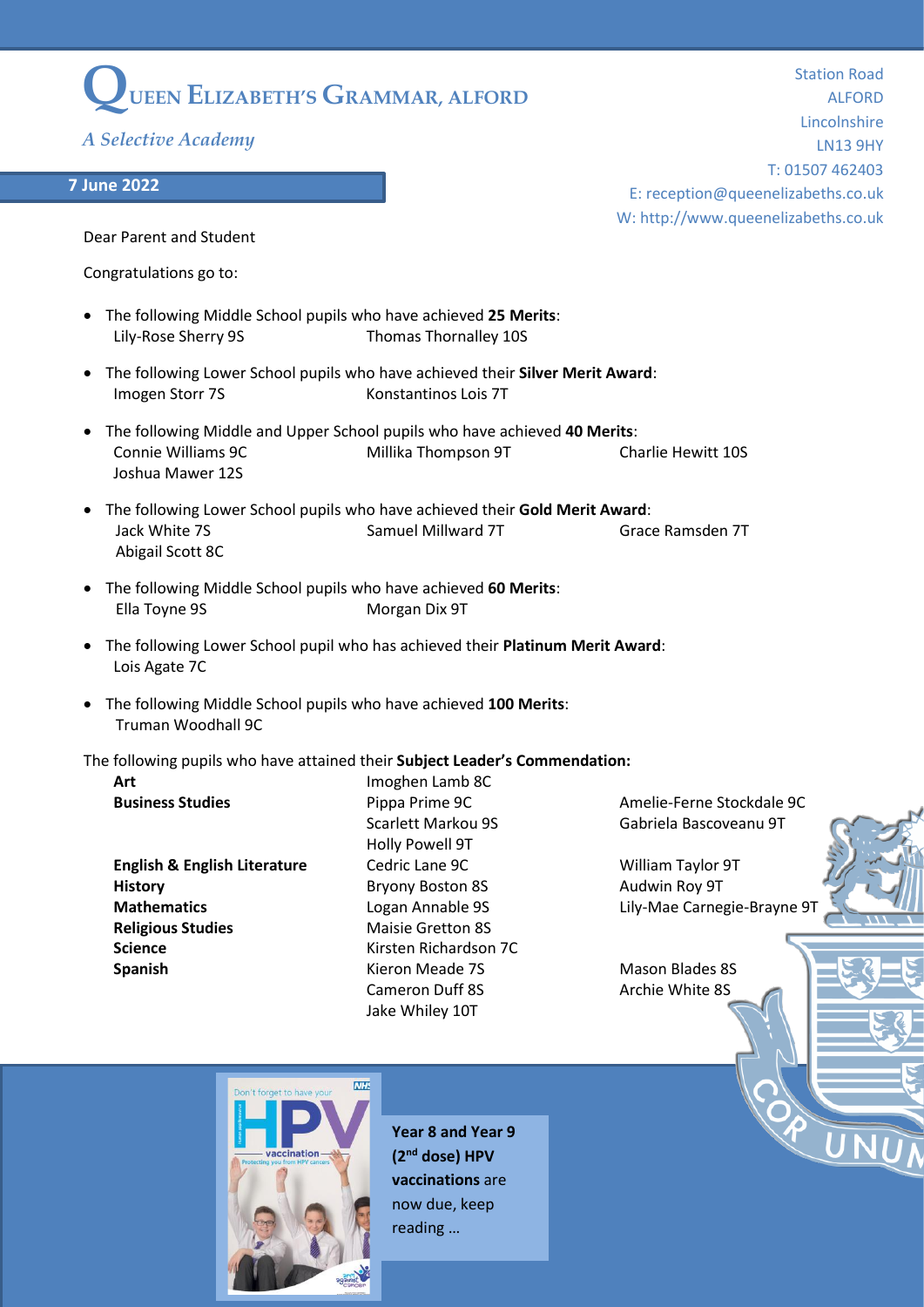# QUEEN ELIZABETH'S GRAMMAR, ALFORD

*A Selective Academy*

Station Road
ALFORD
Lincolnshire
LN13 9HY
T: 01507 462403
E: reception@queenelizabeths.co.uk
W: http://www.queenelizabeths.co.uk

**7 June 2022**

Dear Parent and Student

Congratulations go to:

- The following Middle School pupils who have achieved **25 Merits**:
  Lily-Rose Sherry 9S, Thomas Thornalley 10S
- The following Lower School pupils who have achieved their **Silver Merit Award**:
  Imogen Storr 7S, Konstantinos Lois 7T
- The following Middle and Upper School pupils who have achieved **40 Merits**:
  Connie Williams 9C, Millika Thompson 9T, Charlie Hewitt 10S, Joshua Mawer 12S
- The following Lower School pupils who have achieved their **Gold Merit Award**:
  Jack White 7S, Samuel Millward 7T, Grace Ramsden 7T, Abigail Scott 8C
- The following Middle School pupils who have achieved **60 Merits**:
  Ella Toyne 9S, Morgan Dix 9T
- The following Lower School pupil who has achieved their **Platinum Merit Award**:
  Lois Agate 7C
- The following Middle School pupils who have achieved **100 Merits**:
  Truman Woodhall 9C

The following pupils who have attained their **Subject Leader's Commendation:**

| | | |
|---|---|---|
| **Art** | Imoghen Lamb 8C | |
| **Business Studies** | Pippa Prime 9C | Amelie-Ferne Stockdale 9C |
| | Scarlett Markou 9S | Gabriela Bascoveanu 9T |
| | Holly Powell 9T | |
| **English & English Literature** | Cedric Lane 9C | William Taylor 9T |
| **History** | Bryony Boston 8S | Audwin Roy 9T |
| **Mathematics** | Logan Annable 9S | Lily-Mae Carnegie-Brayne 9T |
| **Religious Studies** | Maisie Gretton 8S | |
| **Science** | Kirsten Richardson 7C | |
| **Spanish** | Kieron Meade 7S | Mason Blades 8S |
| | Cameron Duff 8S | Archie White 8S |
| | Jake Whiley 10T | |

**Year 8 and Year 9 (2nd dose) HPV vaccinations** are now due, keep reading …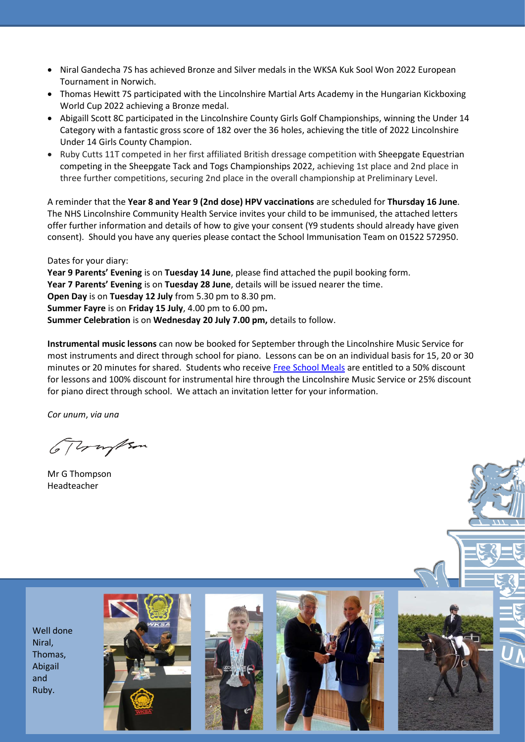- Niral Gandecha 7S has achieved Bronze and Silver medals in the WKSA Kuk Sool Won 2022 European Tournament in Norwich.
- Thomas Hewitt 7S participated with the Lincolnshire Martial Arts Academy in the Hungarian Kickboxing World Cup 2022 achieving a Bronze medal.
- Abigaill Scott 8C participated in the Lincolnshire County Girls Golf Championships, winning the Under 14 Category with a fantastic gross score of 182 over the 36 holes, achieving the title of 2022 Lincolnshire Under 14 Girls County Champion.
- Ruby Cutts 11T competed in her first affiliated British dressage competition with Sheepgate Equestrian competing in the Sheepgate Tack and Togs Championships 2022, achieving 1st place and 2nd place in three further competitions, securing 2nd place in the overall championship at Preliminary Level.

A reminder that the **Year 8 and Year 9 (2nd dose) HPV vaccinations** are scheduled for **Thursday 16 June**. The NHS Lincolnshire Community Health Service invites your child to be immunised, the attached letters offer further information and details of how to give your consent (Y9 students should already have given consent). Should you have any queries please contact the School Immunisation Team on 01522 572950.

Dates for your diary:
**Year 9 Parents' Evening** is on **Tuesday 14 June**, please find attached the pupil booking form.
**Year 7 Parents' Evening** is on **Tuesday 28 June**, details will be issued nearer the time.
**Open Day** is on **Tuesday 12 July** from 5.30 pm to 8.30 pm.
**Summer Fayre** is on **Friday 15 July**, 4.00 pm to 6.00 pm**.**
**Summer Celebration** is on **Wednesday 20 July 7.00 pm,** details to follow.

**Instrumental music lessons** can now be booked for September through the Lincolnshire Music Service for most instruments and direct through school for piano. Lessons can be on an individual basis for 15, 20 or 30 minutes or 20 minutes for shared. Students who receive Free School Meals are entitled to a 50% discount for lessons and 100% discount for instrumental hire through the Lincolnshire Music Service or 25% discount for piano direct through school. We attach an invitation letter for your information.

*Cor unum, via una*

Mr G Thompson
Headteacher

Well done Niral, Thomas, Abigail and Ruby.